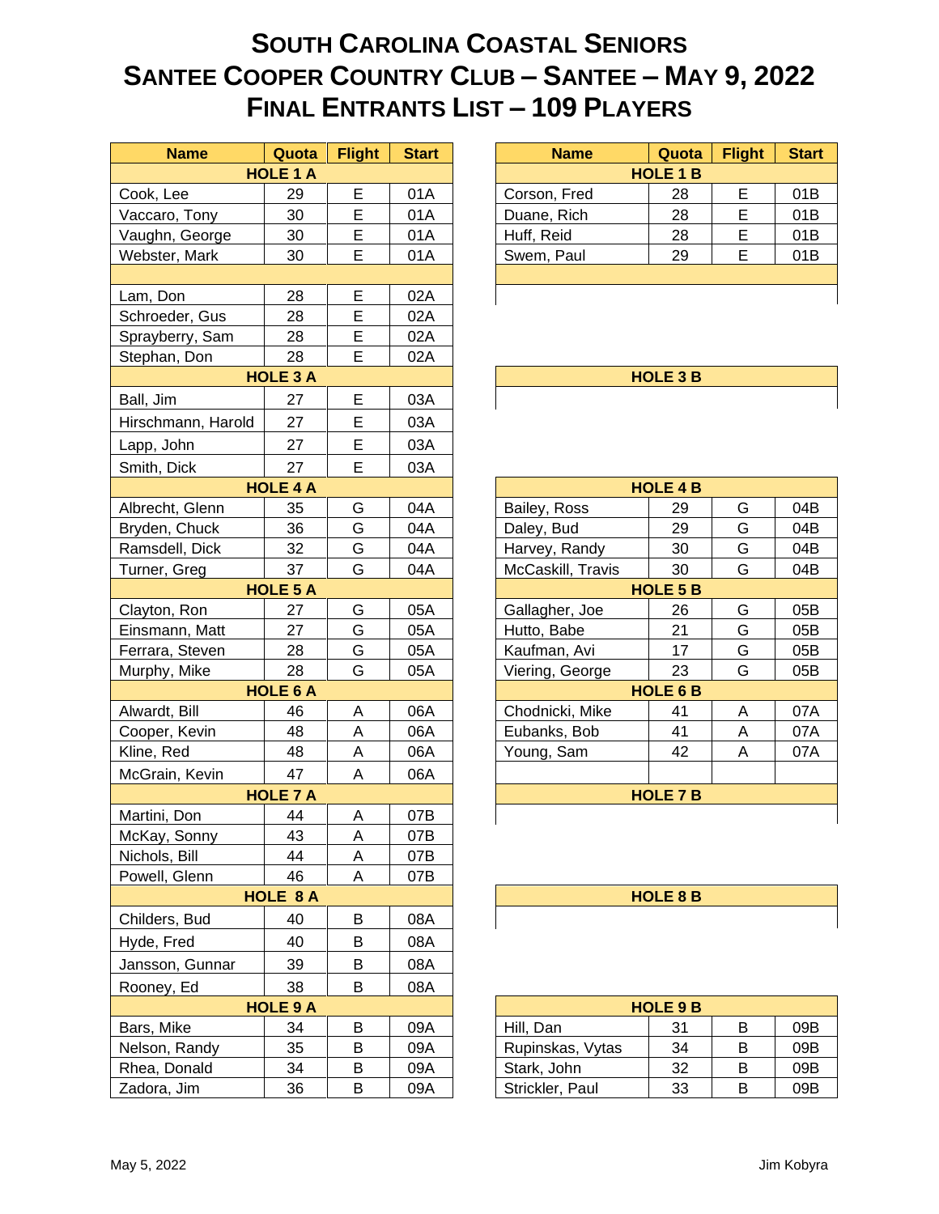# South Carolina Coastal Seniors
# Santee Cooper Country Club – Santee – May 9, 2022
# Final Entrants List – 109 Players

| Name | Quota | Flight | Start |
|---|---|---|---|
| **HOLE 1 A** | | | |
| Cook, Lee | 29 | E | 01A |
| Vaccaro, Tony | 30 | E | 01A |
| Vaughn, George | 30 | E | 01A |
| Webster, Mark | 30 | E | 01A |
| | | | |
| Lam, Don | 28 | E | 02A |
| Schroeder, Gus | 28 | E | 02A |
| Sprayberry, Sam | 28 | E | 02A |
| Stephan, Don | 28 | E | 02A |
| **HOLE 3 A** | | | |
| Ball, Jim | 27 | E | 03A |
| Hirschmann, Harold | 27 | E | 03A |
| Lapp, John | 27 | E | 03A |
| Smith, Dick | 27 | E | 03A |
| **HOLE 4 A** | | | |
| Albrecht, Glenn | 35 | G | 04A |
| Bryden, Chuck | 36 | G | 04A |
| Ramsdell, Dick | 32 | G | 04A |
| Turner, Greg | 37 | G | 04A |
| **HOLE 5 A** | | | |
| Clayton, Ron | 27 | G | 05A |
| Einsmann, Matt | 27 | G | 05A |
| Ferrara, Steven | 28 | G | 05A |
| Murphy, Mike | 28 | G | 05A |
| **HOLE 6 A** | | | |
| Alwardt, Bill | 46 | A | 06A |
| Cooper, Kevin | 48 | A | 06A |
| Kline, Red | 48 | A | 06A |
| McGrain, Kevin | 47 | A | 06A |
| **HOLE 7 A** | | | |
| Martini, Don | 44 | A | 07B |
| McKay, Sonny | 43 | A | 07B |
| Nichols, Bill | 44 | A | 07B |
| Powell, Glenn | 46 | A | 07B |
| **HOLE 8 A** | | | |
| Childers, Bud | 40 | B | 08A |
| Hyde, Fred | 40 | B | 08A |
| Jansson, Gunnar | 39 | B | 08A |
| Rooney, Ed | 38 | B | 08A |
| **HOLE 9 A** | | | |
| Bars, Mike | 34 | B | 09A |
| Nelson, Randy | 35 | B | 09A |
| Rhea, Donald | 34 | B | 09A |
| Zadora, Jim | 36 | B | 09A |

| Name | Quota | Flight | Start |
|---|---|---|---|
| **HOLE 1 B** | | | |
| Corson, Fred | 28 | E | 01B |
| Duane, Rich | 28 | E | 01B |
| Huff, Reid | 28 | E | 01B |
| Swem, Paul | 29 | E | 01B |
| | | | |
| **HOLE 3 B** | | | |
| | | | |
| **HOLE 4 B** | | | |
| Bailey, Ross | 29 | G | 04B |
| Daley, Bud | 29 | G | 04B |
| Harvey, Randy | 30 | G | 04B |
| McCaskill, Travis | 30 | G | 04B |
| **HOLE 5 B** | | | |
| Gallagher, Joe | 26 | G | 05B |
| Hutto, Babe | 21 | G | 05B |
| Kaufman, Avi | 17 | G | 05B |
| Viering, George | 23 | G | 05B |
| **HOLE 6 B** | | | |
| Chodnicki, Mike | 41 | A | 07A |
| Eubanks, Bob | 41 | A | 07A |
| Young, Sam | 42 | A | 07A |
| | | | |
| **HOLE 7 B** | | | |
| | | | |
| **HOLE 8 B** | | | |
| | | | |
| **HOLE 9 B** | | | |
| Hill, Dan | 31 | B | 09B |
| Rupinskas, Vytas | 34 | B | 09B |
| Stark, John | 32 | B | 09B |
| Strickler, Paul | 33 | B | 09B |

May 5, 2022

Jim Kobyra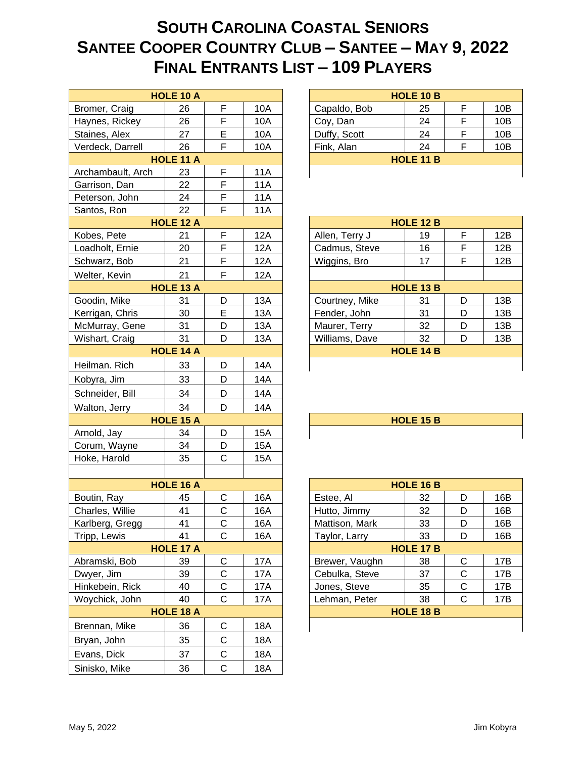# South Carolina Coastal Seniors
# Santee Cooper Country Club – Santee – May 9, 2022
# Final Entrants List – 109 Players

| | | | |
|---|---|---|---|
| **HOLE 10 A** | | | |
| Bromer, Craig | 26 | F | 10A |
| Haynes, Rickey | 26 | F | 10A |
| Staines, Alex | 27 | E | 10A |
| Verdeck, Darrell | 26 | F | 10A |
| **HOLE 11 A** | | | |
| Archambault, Arch | 23 | F | 11A |
| Garrison, Dan | 22 | F | 11A |
| Peterson, John | 24 | F | 11A |
| Santos, Ron | 22 | F | 11A |
| **HOLE 12 A** | | | |
| Kobes, Pete | 21 | F | 12A |
| Loadholt, Ernie | 20 | F | 12A |
| Schwarz, Bob | 21 | F | 12A |
| Welter, Kevin | 21 | F | 12A |
| **HOLE 13 A** | | | |
| Goodin, Mike | 31 | D | 13A |
| Kerrigan, Chris | 30 | E | 13A |
| McMurray, Gene | 31 | D | 13A |
| Wishart, Craig | 31 | D | 13A |
| **HOLE 14 A** | | | |
| Heilman. Rich | 33 | D | 14A |
| Kobyra, Jim | 33 | D | 14A |
| Schneider, Bill | 34 | D | 14A |
| Walton, Jerry | 34 | D | 14A |
| **HOLE 15 A** | | | |
| Arnold, Jay | 34 | D | 15A |
| Corum, Wayne | 34 | D | 15A |
| Hoke, Harold | 35 | C | 15A |
| | | | |
| **HOLE 16 A** | | | |
| Boutin, Ray | 45 | C | 16A |
| Charles, Willie | 41 | C | 16A |
| Karlberg, Gregg | 41 | C | 16A |
| Tripp, Lewis | 41 | C | 16A |
| **HOLE 17 A** | | | |
| Abramski, Bob | 39 | C | 17A |
| Dwyer, Jim | 39 | C | 17A |
| Hinkebein, Rick | 40 | C | 17A |
| Woychick, John | 40 | C | 17A |
| **HOLE 18 A** | | | |
| Brennan, Mike | 36 | C | 18A |
| Bryan, John | 35 | C | 18A |
| Evans, Dick | 37 | C | 18A |
| Sinisko, Mike | 36 | C | 18A |

| | | | |
|---|---|---|---|
| **HOLE 10 B** | | | |
| Capaldo, Bob | 25 | F | 10B |
| Coy, Dan | 24 | F | 10B |
| Duffy, Scott | 24 | F | 10B |
| Fink, Alan | 24 | F | 10B |
| **HOLE 11 B** | | | |
| **HOLE 12 B** | | | |
| Allen, Terry J | 19 | F | 12B |
| Cadmus, Steve | 16 | F | 12B |
| Wiggins, Bro | 17 | F | 12B |
| | | | |
| **HOLE 13 B** | | | |
| Courtney, Mike | 31 | D | 13B |
| Fender, John | 31 | D | 13B |
| Maurer, Terry | 32 | D | 13B |
| Williams, Dave | 32 | D | 13B |
| **HOLE 14 B** | | | |
| **HOLE 15 B** | | | |
| **HOLE 16 B** | | | |
| Estee, Al | 32 | D | 16B |
| Hutto, Jimmy | 32 | D | 16B |
| Mattison, Mark | 33 | D | 16B |
| Taylor, Larry | 33 | D | 16B |
| **HOLE 17 B** | | | |
| Brewer, Vaughn | 38 | C | 17B |
| Cebulka, Steve | 37 | C | 17B |
| Jones, Steve | 35 | C | 17B |
| Lehman, Peter | 38 | C | 17B |
| **HOLE 18 B** | | | |

May 5, 2022

Jim Kobyra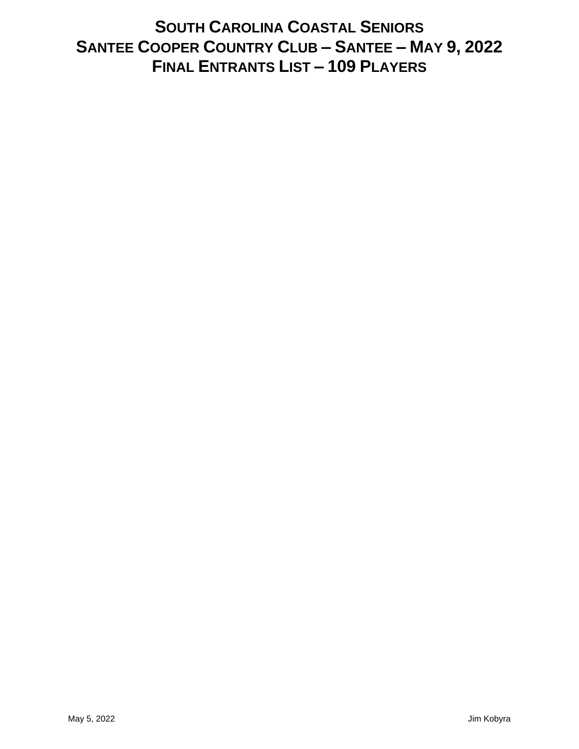# SOUTH CAROLINA COASTAL SENIORS
# SANTEE COOPER COUNTRY CLUB – SANTEE – MAY 9, 2022
# FINAL ENTRANTS LIST – 109 PLAYERS